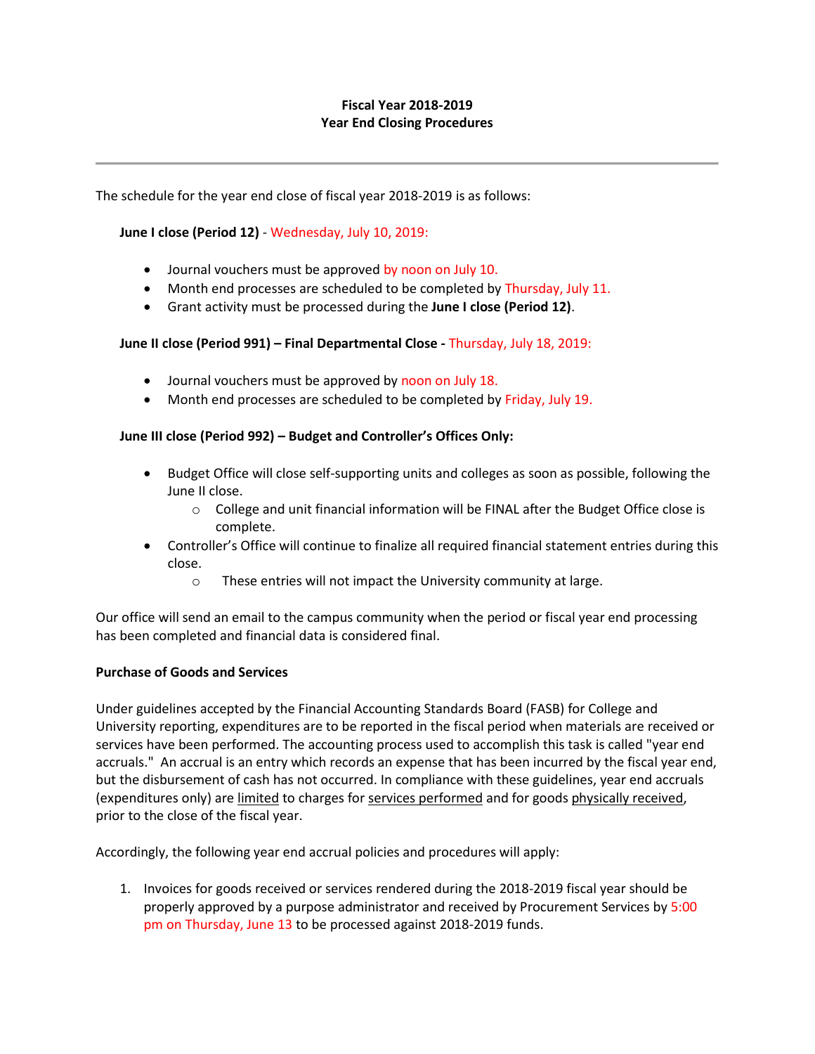**Fiscal Year 2018-2019**
**Year End Closing Procedures**

---

The schedule for the year end close of fiscal year 2018-2019 is as follows:

**June I close (Period 12)** - Wednesday, July 10, 2019:

- Journal vouchers must be approved by noon on July 10.
- Month end processes are scheduled to be completed by Thursday, July 11.
- Grant activity must be processed during the **June I close (Period 12)**.

**June II close (Period 991) – Final Departmental Close -** Thursday, July 18, 2019:

- Journal vouchers must be approved by noon on July 18.
- Month end processes are scheduled to be completed by Friday, July 19.

**June III close (Period 992) – Budget and Controller's Offices Only:**

- Budget Office will close self-supporting units and colleges as soon as possible, following the June II close.
  - College and unit financial information will be FINAL after the Budget Office close is complete.
- Controller's Office will continue to finalize all required financial statement entries during this close.
  - These entries will not impact the University community at large.

Our office will send an email to the campus community when the period or fiscal year end processing has been completed and financial data is considered final.

**Purchase of Goods and Services**

Under guidelines accepted by the Financial Accounting Standards Board (FASB) for College and University reporting, expenditures are to be reported in the fiscal period when materials are received or services have been performed. The accounting process used to accomplish this task is called "year end accruals." An accrual is an entry which records an expense that has been incurred by the fiscal year end, but the disbursement of cash has not occurred. In compliance with these guidelines, year end accruals (expenditures only) are limited to charges for services performed and for goods physically received, prior to the close of the fiscal year.

Accordingly, the following year end accrual policies and procedures will apply:

1. Invoices for goods received or services rendered during the 2018-2019 fiscal year should be properly approved by a purpose administrator and received by Procurement Services by 5:00 pm on Thursday, June 13 to be processed against 2018-2019 funds.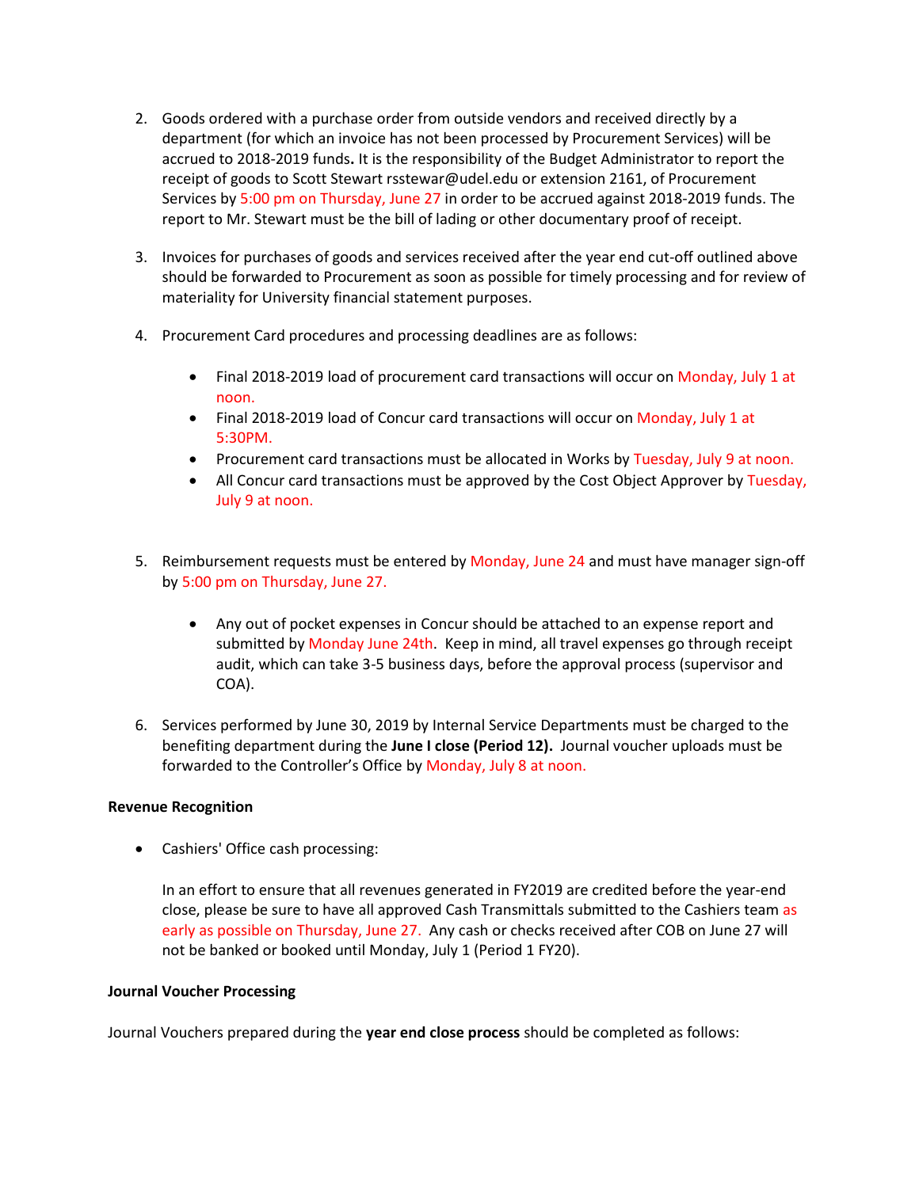2. Goods ordered with a purchase order from outside vendors and received directly by a department (for which an invoice has not been processed by Procurement Services) will be accrued to 2018-2019 funds**.** It is the responsibility of the Budget Administrator to report the receipt of goods to Scott Stewart rsstewar@udel.edu or extension 2161, of Procurement Services by 5:00 pm on Thursday, June 27 in order to be accrued against 2018-2019 funds. The report to Mr. Stewart must be the bill of lading or other documentary proof of receipt.

3. Invoices for purchases of goods and services received after the year end cut-off outlined above should be forwarded to Procurement as soon as possible for timely processing and for review of materiality for University financial statement purposes.

4. Procurement Card procedures and processing deadlines are as follows:

   - Final 2018-2019 load of procurement card transactions will occur on Monday, July 1 at noon.
   - Final 2018-2019 load of Concur card transactions will occur on Monday, July 1 at 5:30PM.
   - Procurement card transactions must be allocated in Works by Tuesday, July 9 at noon.
   - All Concur card transactions must be approved by the Cost Object Approver by Tuesday, July 9 at noon.

5. Reimbursement requests must be entered by Monday, June 24 and must have manager sign-off by 5:00 pm on Thursday, June 27.

   - Any out of pocket expenses in Concur should be attached to an expense report and submitted by Monday June 24th. Keep in mind, all travel expenses go through receipt audit, which can take 3-5 business days, before the approval process (supervisor and COA).

6. Services performed by June 30, 2019 by Internal Service Departments must be charged to the benefiting department during the **June I close (Period 12).** Journal voucher uploads must be forwarded to the Controller's Office by Monday, July 8 at noon.

**Revenue Recognition**

- Cashiers' Office cash processing:

  In an effort to ensure that all revenues generated in FY2019 are credited before the year-end close, please be sure to have all approved Cash Transmittals submitted to the Cashiers team as early as possible on Thursday, June 27. Any cash or checks received after COB on June 27 will not be banked or booked until Monday, July 1 (Period 1 FY20).

**Journal Voucher Processing**

Journal Vouchers prepared during the **year end close process** should be completed as follows: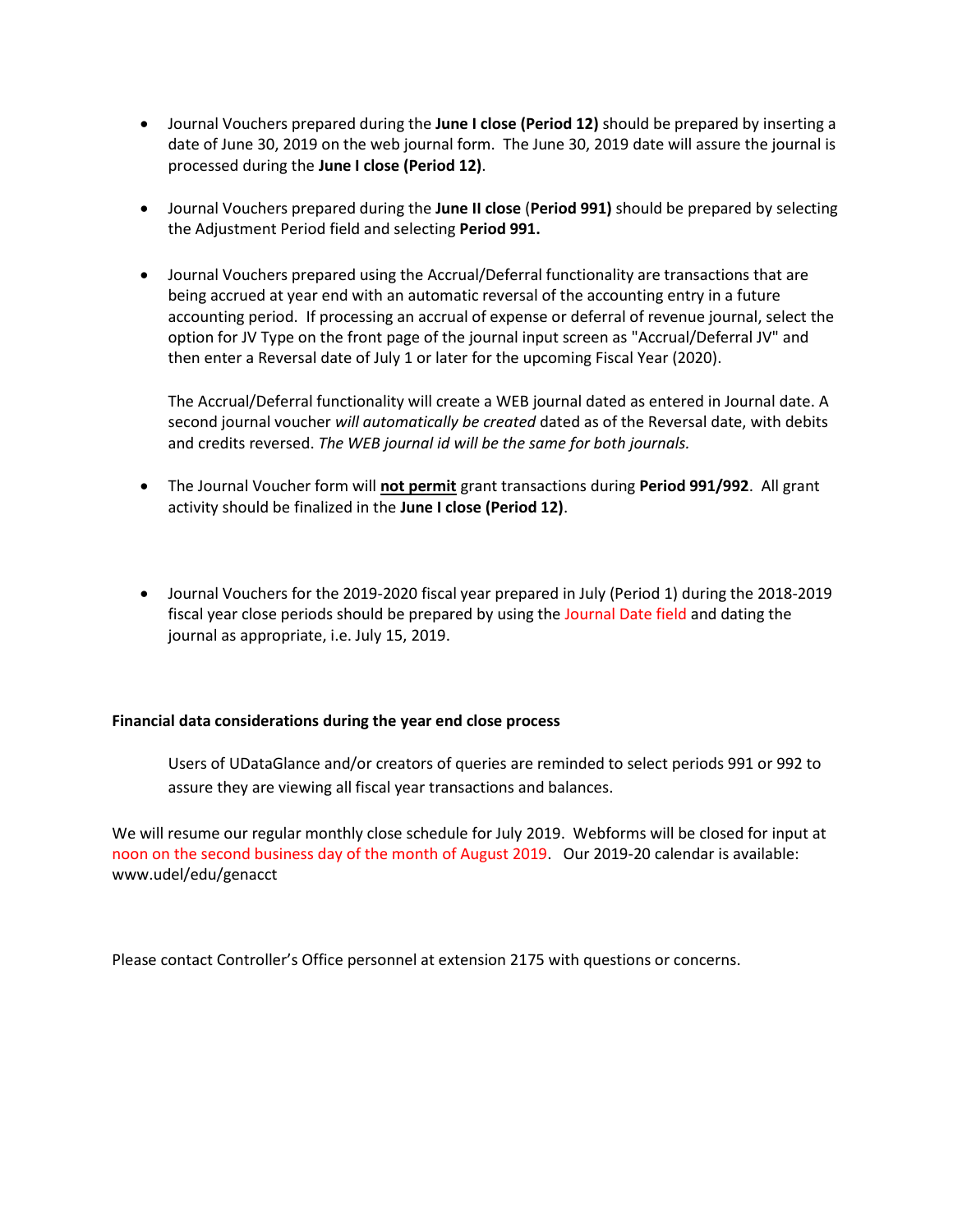- Journal Vouchers prepared during the **June I close (Period 12)** should be prepared by inserting a date of June 30, 2019 on the web journal form. The June 30, 2019 date will assure the journal is processed during the **June I close (Period 12)**.

- Journal Vouchers prepared during the **June II close** (**Period 991)** should be prepared by selecting the Adjustment Period field and selecting **Period 991.**

- Journal Vouchers prepared using the Accrual/Deferral functionality are transactions that are being accrued at year end with an automatic reversal of the accounting entry in a future accounting period. If processing an accrual of expense or deferral of revenue journal, select the option for JV Type on the front page of the journal input screen as "Accrual/Deferral JV" and then enter a Reversal date of July 1 or later for the upcoming Fiscal Year (2020).

  The Accrual/Deferral functionality will create a WEB journal dated as entered in Journal date. A second journal voucher *will automatically be created* dated as of the Reversal date, with debits and credits reversed. *The WEB journal id will be the same for both journals.*

- The Journal Voucher form will **not permit** grant transactions during **Period 991/992**. All grant activity should be finalized in the **June I close (Period 12)**.

- Journal Vouchers for the 2019-2020 fiscal year prepared in July (Period 1) during the 2018-2019 fiscal year close periods should be prepared by using the Journal Date field and dating the journal as appropriate, i.e. July 15, 2019.

**Financial data considerations during the year end close process**

Users of UDataGlance and/or creators of queries are reminded to select periods 991 or 992 to assure they are viewing all fiscal year transactions and balances.

We will resume our regular monthly close schedule for July 2019. Webforms will be closed for input at noon on the second business day of the month of August 2019. Our 2019-20 calendar is available: www.udel/edu/genacct

Please contact Controller's Office personnel at extension 2175 with questions or concerns.